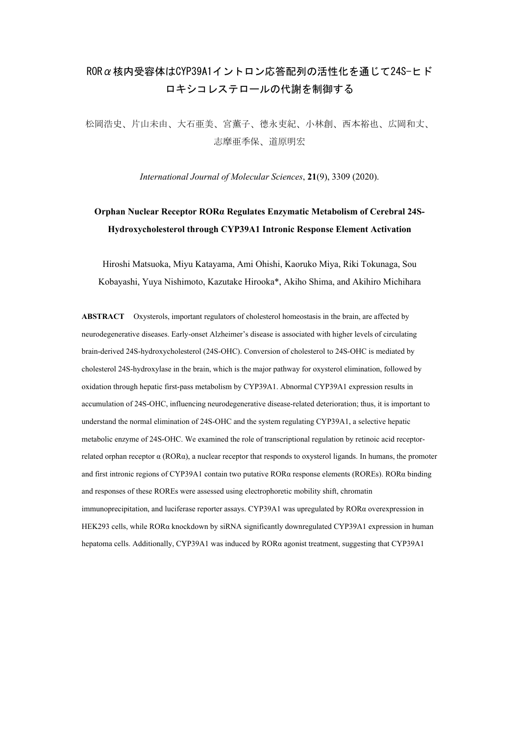# RORα核内受容体はCYP39A1イントロン応答配列の活性化を通じて24S-ヒドロキシコレステロールの代謝を制御する

松岡浩史、片山未由、大石亜美、宮薫子、德永吏紀、小林創、西本裕也、広岡和丈、志摩亜季保、道原明宏

*International Journal of Molecular Sciences*, **21**(9), 3309 (2020).

## Orphan Nuclear Receptor RORα Regulates Enzymatic Metabolism of Cerebral 24S-Hydroxycholesterol through CYP39A1 Intronic Response Element Activation

Hiroshi Matsuoka, Miyu Katayama, Ami Ohishi, Kaoruko Miya, Riki Tokunaga, Sou Kobayashi, Yuya Nishimoto, Kazutake Hirooka*, Akiho Shima, and Akihiro Michihara

**ABSTRACT** Oxysterols, important regulators of cholesterol homeostasis in the brain, are affected by neurodegenerative diseases. Early-onset Alzheimer's disease is associated with higher levels of circulating brain-derived 24S-hydroxycholesterol (24S-OHC). Conversion of cholesterol to 24S-OHC is mediated by cholesterol 24S-hydroxylase in the brain, which is the major pathway for oxysterol elimination, followed by oxidation through hepatic first-pass metabolism by CYP39A1. Abnormal CYP39A1 expression results in accumulation of 24S-OHC, influencing neurodegenerative disease-related deterioration; thus, it is important to understand the normal elimination of 24S-OHC and the system regulating CYP39A1, a selective hepatic metabolic enzyme of 24S-OHC. We examined the role of transcriptional regulation by retinoic acid receptor-related orphan receptor α (RORα), a nuclear receptor that responds to oxysterol ligands. In humans, the promoter and first intronic regions of CYP39A1 contain two putative RORα response elements (ROREs). RORα binding and responses of these ROREs were assessed using electrophoretic mobility shift, chromatin immunoprecipitation, and luciferase reporter assays. CYP39A1 was upregulated by RORα overexpression in HEK293 cells, while RORα knockdown by siRNA significantly downregulated CYP39A1 expression in human hepatoma cells. Additionally, CYP39A1 was induced by RORα agonist treatment, suggesting that CYP39A1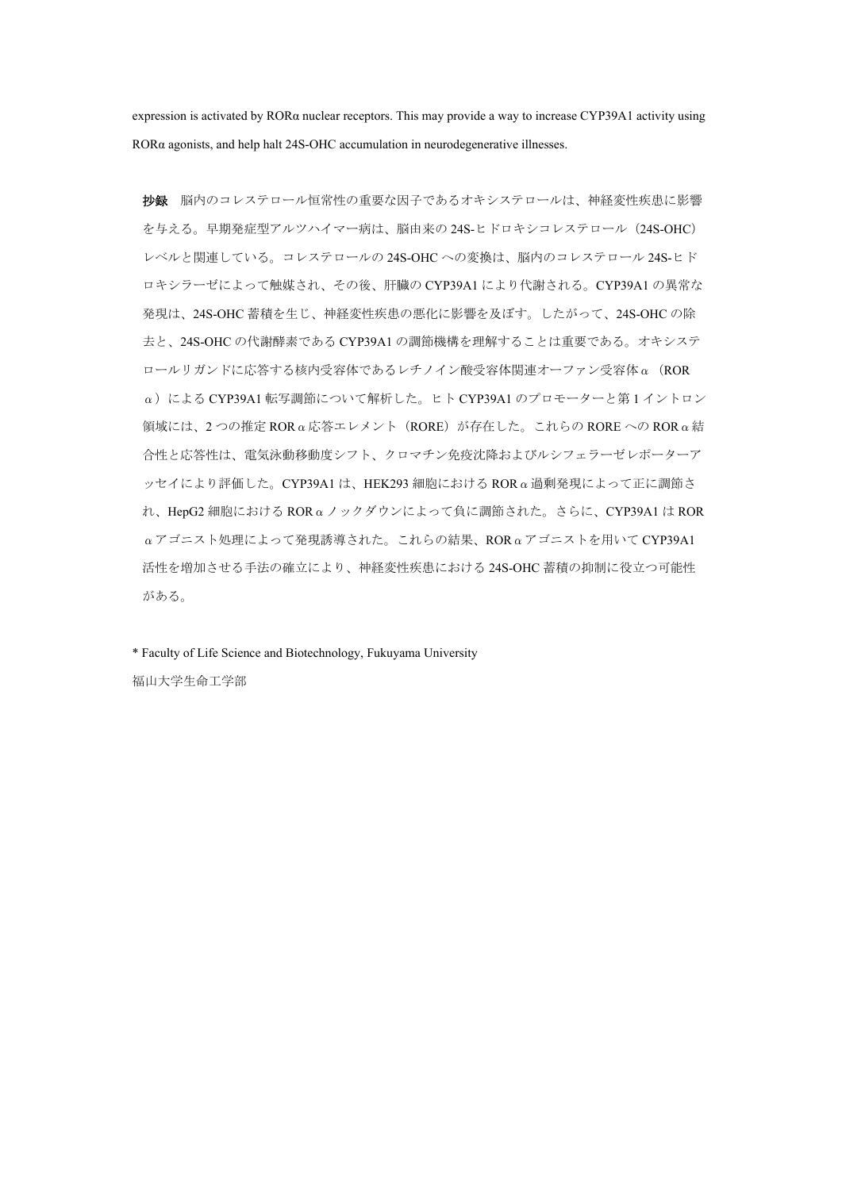expression is activated by RORα nuclear receptors. This may provide a way to increase CYP39A1 activity using RORα agonists, and help halt 24S-OHC accumulation in neurodegenerative illnesses.

**抄録**　脳内のコレステロール恒常性の重要な因子であるオキシステロールは、神経変性疾患に影響を与える。早期発症型アルツハイマー病は、脳由来の 24S-ヒドロキシコレステロール（24S-OHC）レベルと関連している。コレステロールの 24S-OHC への変換は、脳内のコレステロール 24S-ヒドロキシラーゼによって触媒され、その後、肝臓の CYP39A1 により代謝される。CYP39A1 の異常な発現は、24S-OHC 蓄積を生じ、神経変性疾患の悪化に影響を及ぼす。したがって、24S-OHC の除去と、24S-OHC の代謝酵素である CYP39A1 の調節機構を理解することは重要である。オキシステロールリガンドに応答する核内受容体であるレチノイン酸受容体関連オーファン受容体α（RORα）による CYP39A1 転写調節について解析した。ヒト CYP39A1 のプロモーターと第 1 イントロン領域には、2 つの推定 RORα 応答エレメント（RORE）が存在した。これらの RORE への RORα 結合性と応答性は、電気泳動移動度シフト、クロマチン免疫沈降およびルシフェラーゼレポーターアッセイにより評価した。CYP39A1 は、HEK293 細胞における RORα 過剰発現によって正に調節され、HepG2 細胞における RORα ノックダウンによって負に調節された。さらに、CYP39A1 は RORα アゴニスト処理によって発現誘導された。これらの結果、RORα アゴニストを用いて CYP39A1 活性を増加させる手法の確立により、神経変性疾患における 24S-OHC 蓄積の抑制に役立つ可能性がある。

* Faculty of Life Science and Biotechnology, Fukuyama University
福山大学生命工学部